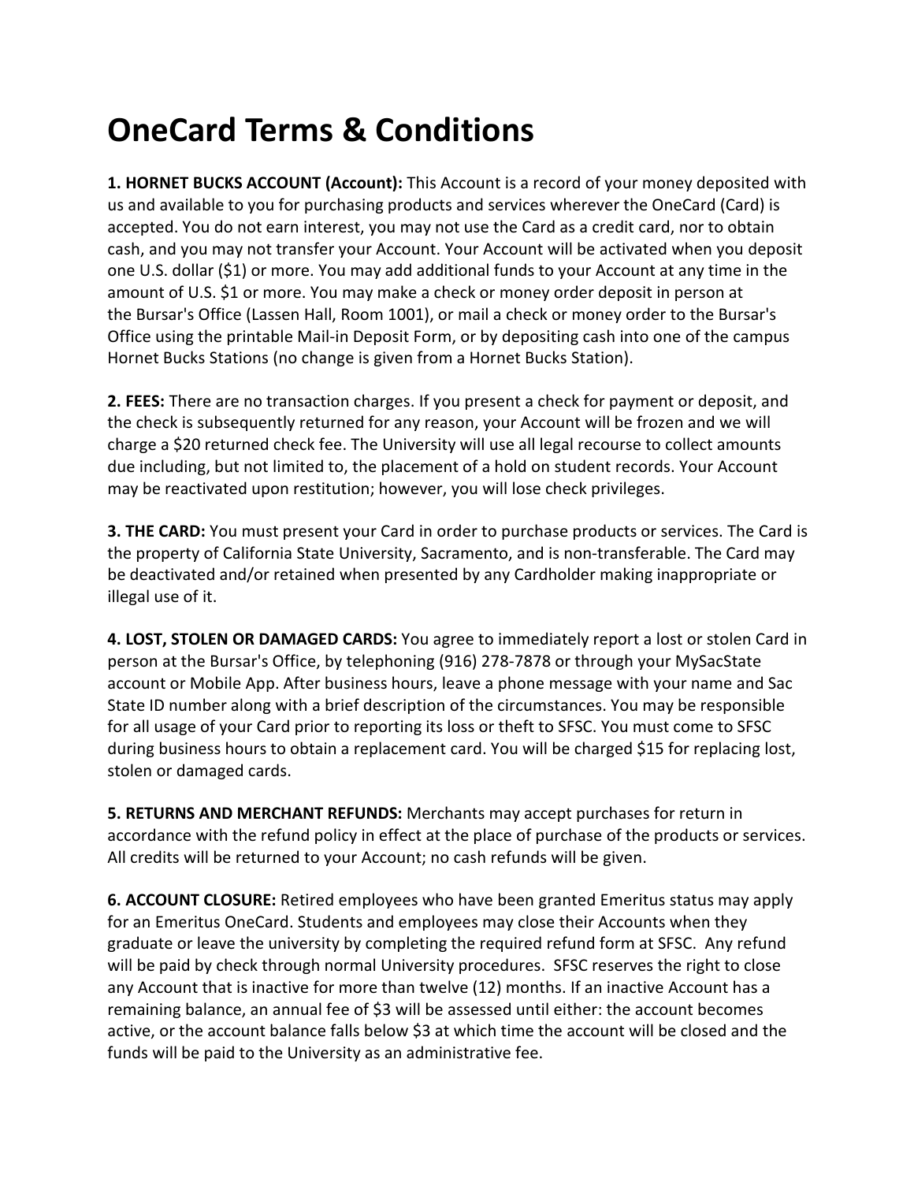# OneCard Terms & Conditions

**1. HORNET BUCKS ACCOUNT (Account):** This Account is a record of your money deposited with us and available to you for purchasing products and services wherever the OneCard (Card) is accepted. You do not earn interest, you may not use the Card as a credit card, nor to obtain cash, and you may not transfer your Account. Your Account will be activated when you deposit one U.S. dollar ($1) or more. You may add additional funds to your Account at any time in the amount of U.S. $1 or more. You may make a check or money order deposit in person at the Bursar's Office (Lassen Hall, Room 1001), or mail a check or money order to the Bursar's Office using the printable Mail-in Deposit Form, or by depositing cash into one of the campus Hornet Bucks Stations (no change is given from a Hornet Bucks Station).

**2. FEES:** There are no transaction charges. If you present a check for payment or deposit, and the check is subsequently returned for any reason, your Account will be frozen and we will charge a $20 returned check fee. The University will use all legal recourse to collect amounts due including, but not limited to, the placement of a hold on student records. Your Account may be reactivated upon restitution; however, you will lose check privileges.

**3. THE CARD:** You must present your Card in order to purchase products or services. The Card is the property of California State University, Sacramento, and is non-transferable. The Card may be deactivated and/or retained when presented by any Cardholder making inappropriate or illegal use of it.

**4. LOST, STOLEN OR DAMAGED CARDS:** You agree to immediately report a lost or stolen Card in person at the Bursar's Office, by telephoning (916) 278-7878 or through your MySacState account or Mobile App. After business hours, leave a phone message with your name and Sac State ID number along with a brief description of the circumstances. You may be responsible for all usage of your Card prior to reporting its loss or theft to SFSC. You must come to SFSC during business hours to obtain a replacement card. You will be charged $15 for replacing lost, stolen or damaged cards.

**5. RETURNS AND MERCHANT REFUNDS:** Merchants may accept purchases for return in accordance with the refund policy in effect at the place of purchase of the products or services. All credits will be returned to your Account; no cash refunds will be given.

**6. ACCOUNT CLOSURE:** Retired employees who have been granted Emeritus status may apply for an Emeritus OneCard. Students and employees may close their Accounts when they graduate or leave the university by completing the required refund form at SFSC. Any refund will be paid by check through normal University procedures. SFSC reserves the right to close any Account that is inactive for more than twelve (12) months. If an inactive Account has a remaining balance, an annual fee of $3 will be assessed until either: the account becomes active, or the account balance falls below $3 at which time the account will be closed and the funds will be paid to the University as an administrative fee.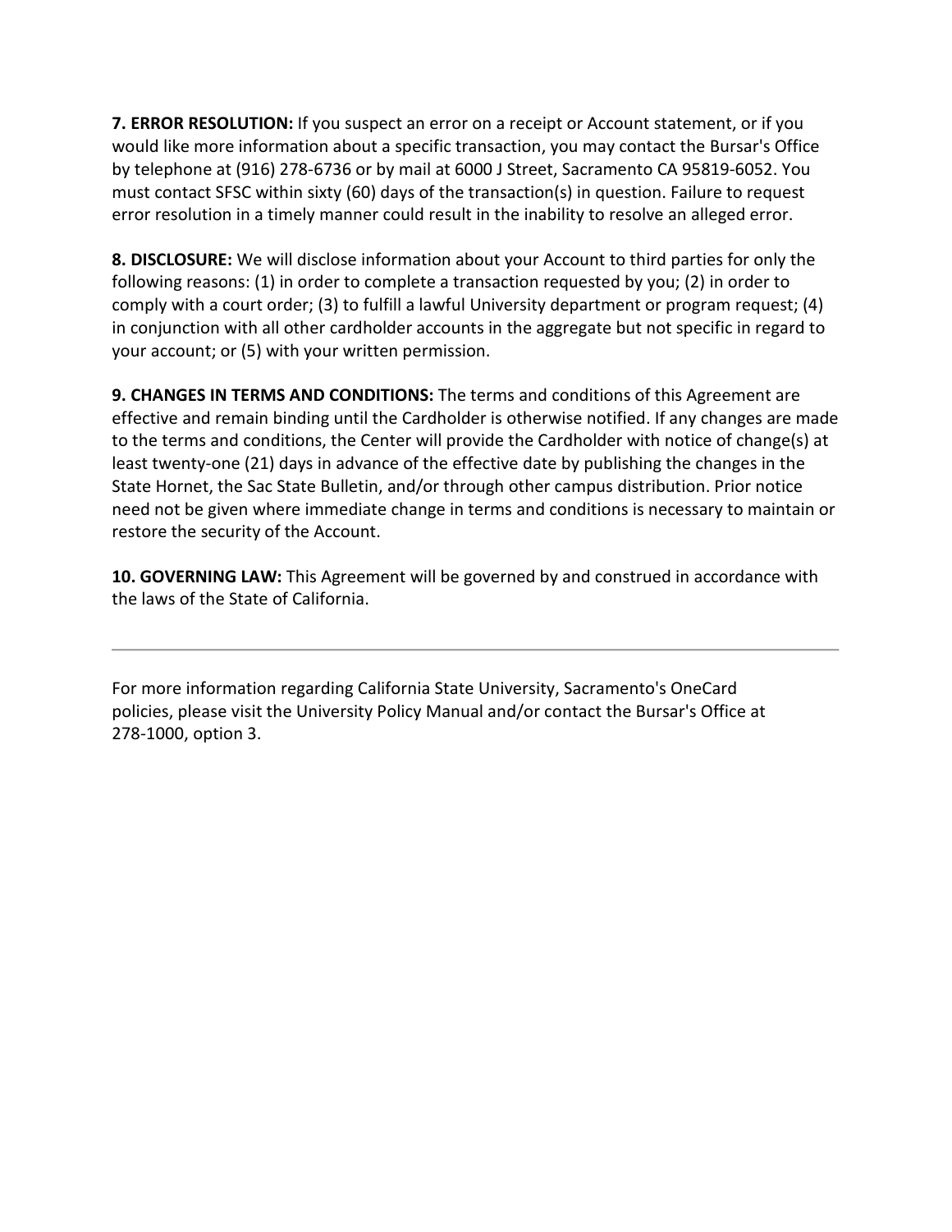**7. ERROR RESOLUTION:** If you suspect an error on a receipt or Account statement, or if you would like more information about a specific transaction, you may contact the Bursar's Office by telephone at (916) 278-6736 or by mail at 6000 J Street, Sacramento CA 95819-6052. You must contact SFSC within sixty (60) days of the transaction(s) in question. Failure to request error resolution in a timely manner could result in the inability to resolve an alleged error.

**8. DISCLOSURE:** We will disclose information about your Account to third parties for only the following reasons: (1) in order to complete a transaction requested by you; (2) in order to comply with a court order; (3) to fulfill a lawful University department or program request; (4) in conjunction with all other cardholder accounts in the aggregate but not specific in regard to your account; or (5) with your written permission.

**9. CHANGES IN TERMS AND CONDITIONS:** The terms and conditions of this Agreement are effective and remain binding until the Cardholder is otherwise notified. If any changes are made to the terms and conditions, the Center will provide the Cardholder with notice of change(s) at least twenty-one (21) days in advance of the effective date by publishing the changes in the State Hornet, the Sac State Bulletin, and/or through other campus distribution. Prior notice need not be given where immediate change in terms and conditions is necessary to maintain or restore the security of the Account.

**10. GOVERNING LAW:** This Agreement will be governed by and construed in accordance with the laws of the State of California.

---

For more information regarding California State University, Sacramento's OneCard policies, please visit the University Policy Manual and/or contact the Bursar's Office at 278-1000, option 3.